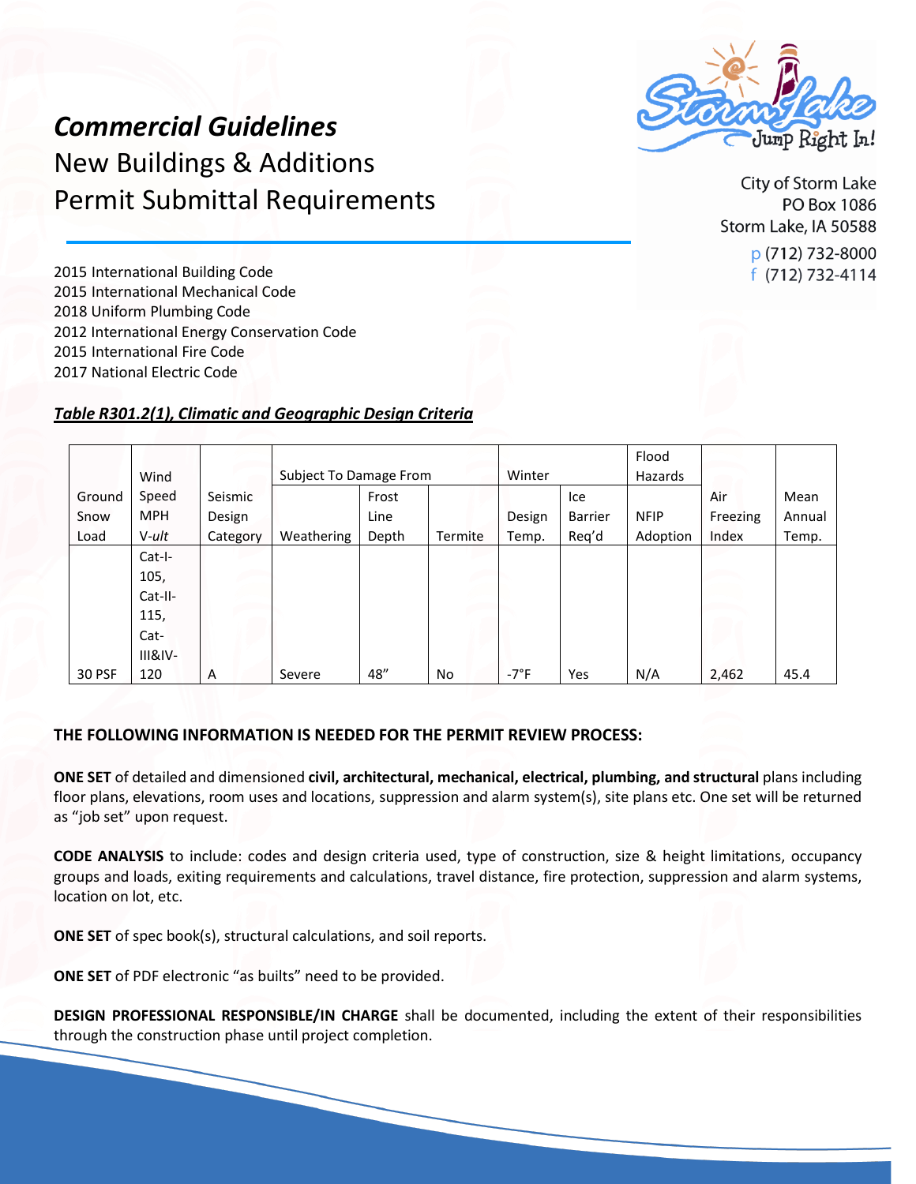# *Commercial Guidelines*
## New Buildings & Additions
## Permit Submittal Requirements

City of Storm Lake
PO Box 1086
Storm Lake, IA 50588
p (712) 732-8000
f (712) 732-4114

2015 International Building Code
2015 International Mechanical Code
2018 Uniform Plumbing Code
2012 International Energy Conservation Code
2015 International Fire Code
2017 National Electric Code

***Table R301.2(1), Climatic and Geographic Design Criteria***

| Ground Snow Load | Wind Speed MPH V-*ult* | Seismic Design Category | Subject To Damage From | | | Winter | | Flood Hazards | Air Freezing Index | Mean Annual Temp. |
|---|---|---|---|---|---|---|---|---|---|---|
| | | | Weathering | Frost Line Depth | Termite | Design Temp. | Ice Barrier Req'd | NFIP Adoption | | |
| 30 PSF | Cat-I-105, Cat-II-115, Cat-III&IV-120 | A | Severe | 48" | No | -7°F | Yes | N/A | 2,462 | 45.4 |

**THE FOLLOWING INFORMATION IS NEEDED FOR THE PERMIT REVIEW PROCESS:**

**ONE SET** of detailed and dimensioned **civil, architectural, mechanical, electrical, plumbing, and structural** plans including floor plans, elevations, room uses and locations, suppression and alarm system(s), site plans etc. One set will be returned as "job set" upon request.

**CODE ANALYSIS** to include: codes and design criteria used, type of construction, size & height limitations, occupancy groups and loads, exiting requirements and calculations, travel distance, fire protection, suppression and alarm systems, location on lot, etc.

**ONE SET** of spec book(s), structural calculations, and soil reports.

**ONE SET** of PDF electronic "as builts" need to be provided.

**DESIGN PROFESSIONAL RESPONSIBLE/IN CHARGE** shall be documented, including the extent of their responsibilities through the construction phase until project completion.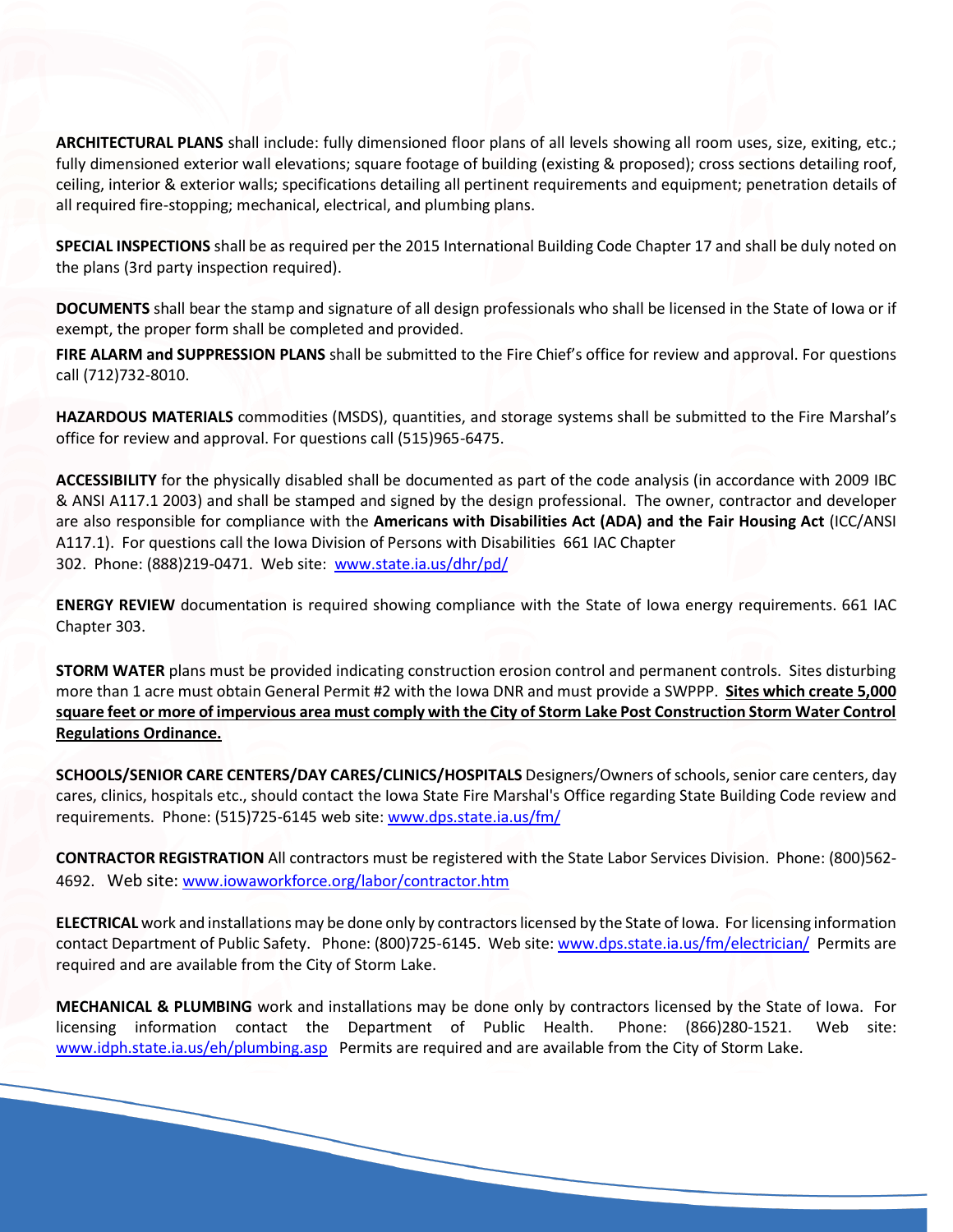**ARCHITECTURAL PLANS** shall include: fully dimensioned floor plans of all levels showing all room uses, size, exiting, etc.; fully dimensioned exterior wall elevations; square footage of building (existing & proposed); cross sections detailing roof, ceiling, interior & exterior walls; specifications detailing all pertinent requirements and equipment; penetration details of all required fire-stopping; mechanical, electrical, and plumbing plans.

**SPECIAL INSPECTIONS** shall be as required per the 2015 International Building Code Chapter 17 and shall be duly noted on the plans (3rd party inspection required).

**DOCUMENTS** shall bear the stamp and signature of all design professionals who shall be licensed in the State of Iowa or if exempt, the proper form shall be completed and provided.

**FIRE ALARM and SUPPRESSION PLANS** shall be submitted to the Fire Chief's office for review and approval. For questions call (712)732-8010.

**HAZARDOUS MATERIALS** commodities (MSDS), quantities, and storage systems shall be submitted to the Fire Marshal's office for review and approval. For questions call (515)965-6475.

**ACCESSIBILITY** for the physically disabled shall be documented as part of the code analysis (in accordance with 2009 IBC & ANSI A117.1 2003) and shall be stamped and signed by the design professional. The owner, contractor and developer are also responsible for compliance with the **Americans with Disabilities Act (ADA) and the Fair Housing Act** (ICC/ANSI A117.1). For questions call the Iowa Division of Persons with Disabilities 661 IAC Chapter 302. Phone: (888)219-0471. Web site: www.state.ia.us/dhr/pd/

**ENERGY REVIEW** documentation is required showing compliance with the State of Iowa energy requirements. 661 IAC Chapter 303.

**STORM WATER** plans must be provided indicating construction erosion control and permanent controls. Sites disturbing more than 1 acre must obtain General Permit #2 with the Iowa DNR and must provide a SWPPP. **Sites which create 5,000 square feet or more of impervious area must comply with the City of Storm Lake Post Construction Storm Water Control Regulations Ordinance.**

**SCHOOLS/SENIOR CARE CENTERS/DAY CARES/CLINICS/HOSPITALS** Designers/Owners of schools, senior care centers, day cares, clinics, hospitals etc., should contact the Iowa State Fire Marshal's Office regarding State Building Code review and requirements. Phone: (515)725-6145 web site: www.dps.state.ia.us/fm/

**CONTRACTOR REGISTRATION** All contractors must be registered with the State Labor Services Division. Phone: (800)562-4692. Web site: www.iowaworkforce.org/labor/contractor.htm

**ELECTRICAL** work and installations may be done only by contractors licensed by the State of Iowa. For licensing information contact Department of Public Safety. Phone: (800)725-6145. Web site: www.dps.state.ia.us/fm/electrician/ Permits are required and are available from the City of Storm Lake.

**MECHANICAL & PLUMBING** work and installations may be done only by contractors licensed by the State of Iowa. For licensing information contact the Department of Public Health. Phone: (866)280-1521. Web site: www.idph.state.ia.us/eh/plumbing.asp Permits are required and are available from the City of Storm Lake.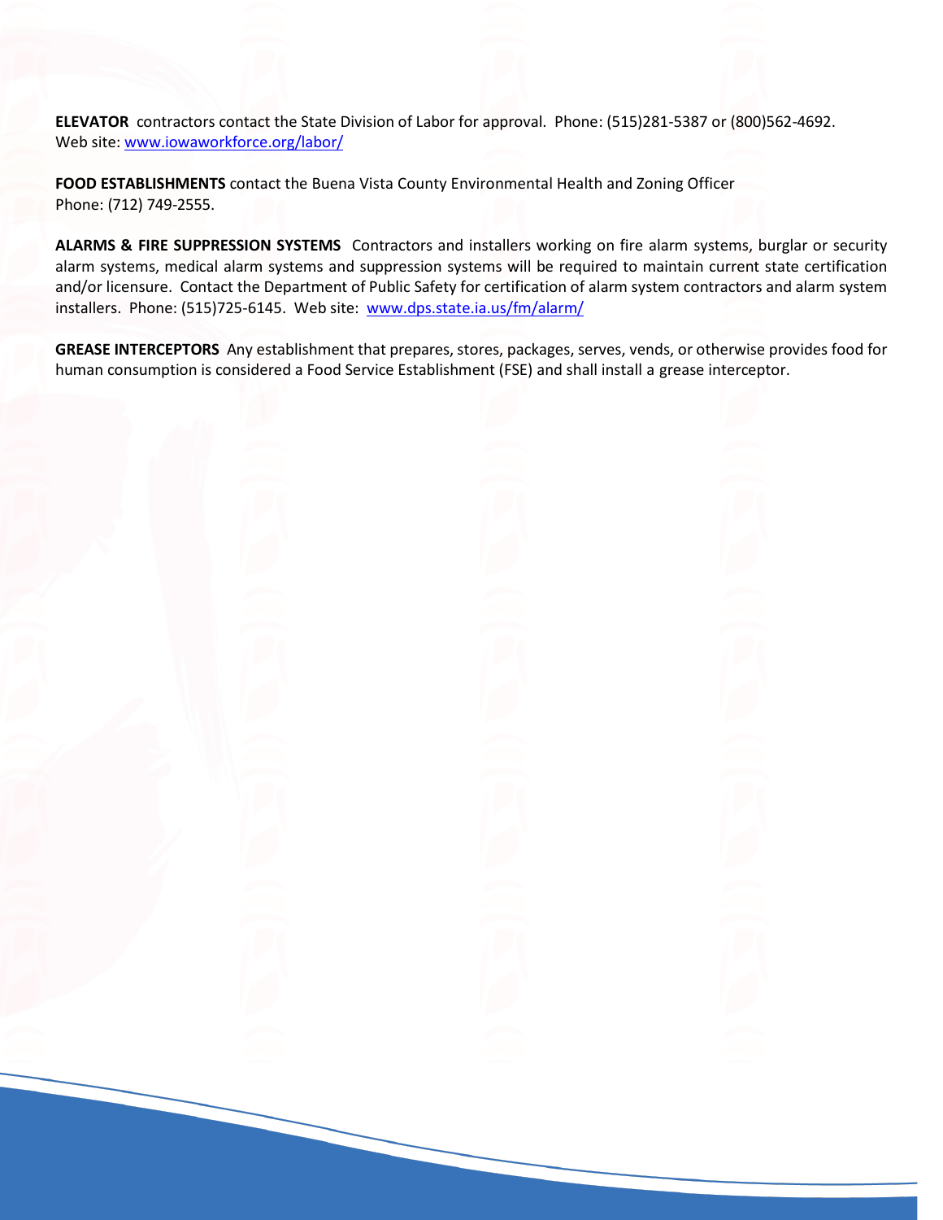**ELEVATOR** contractors contact the State Division of Labor for approval. Phone: (515)281-5387 or (800)562-4692. Web site: www.iowaworkforce.org/labor/

**FOOD ESTABLISHMENTS** contact the Buena Vista County Environmental Health and Zoning Officer Phone: (712) 749-2555.

**ALARMS & FIRE SUPPRESSION SYSTEMS** Contractors and installers working on fire alarm systems, burglar or security alarm systems, medical alarm systems and suppression systems will be required to maintain current state certification and/or licensure. Contact the Department of Public Safety for certification of alarm system contractors and alarm system installers. Phone: (515)725-6145. Web site: www.dps.state.ia.us/fm/alarm/

**GREASE INTERCEPTORS** Any establishment that prepares, stores, packages, serves, vends, or otherwise provides food for human consumption is considered a Food Service Establishment (FSE) and shall install a grease interceptor.